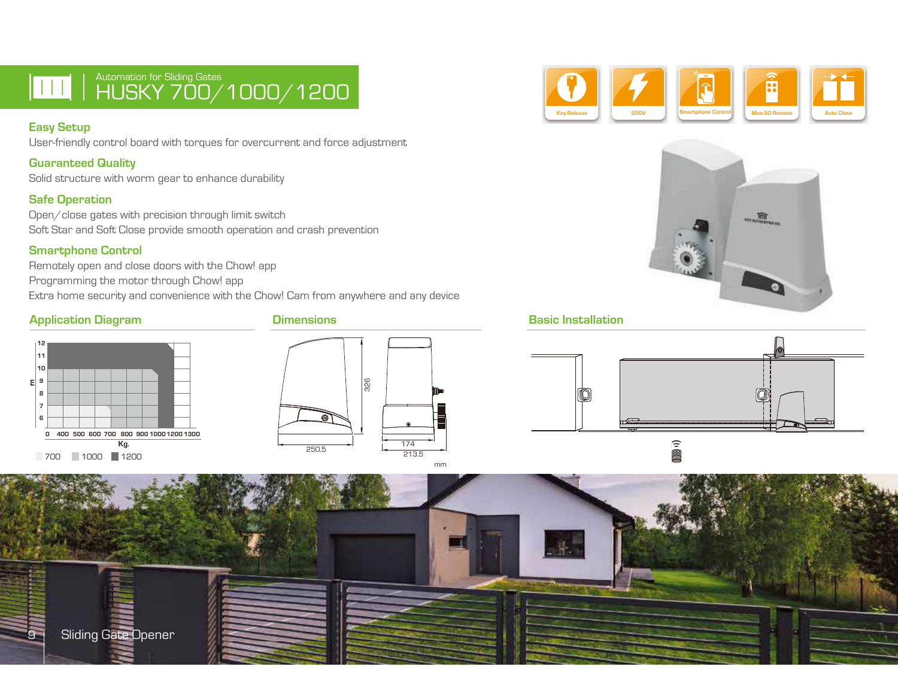Automation for Sliding Gates

# HUSKY 700/1000/1200

Key Release

230V

Smartphone Control

Max.50 Remote

Auto Close

## Easy Setup

User-friendly control board with torques for overcurrent and force adjustment

## Guaranteed Quality

Solid structure with worm gear to enhance durability

## Safe Operation

Open/close gates with precision through limit switch

Soft Star and Soft Close provide smooth operation and crash prevention

## Smartphone Control

Remotely open and close doors with the Chow! app

Programming the motor through Chow! app

Extra home security and convenience with the Chow! Cam from anywhere and any device

## Application Diagram

m

12
11
10
9
8
7
6

0 400 500 600 700 800 900 1000 1200 1300

Kg.

700 1000 1200

## Dimensions

326

250.5

174

213.5

mm

## Basic Installation

Sliding Gate Opener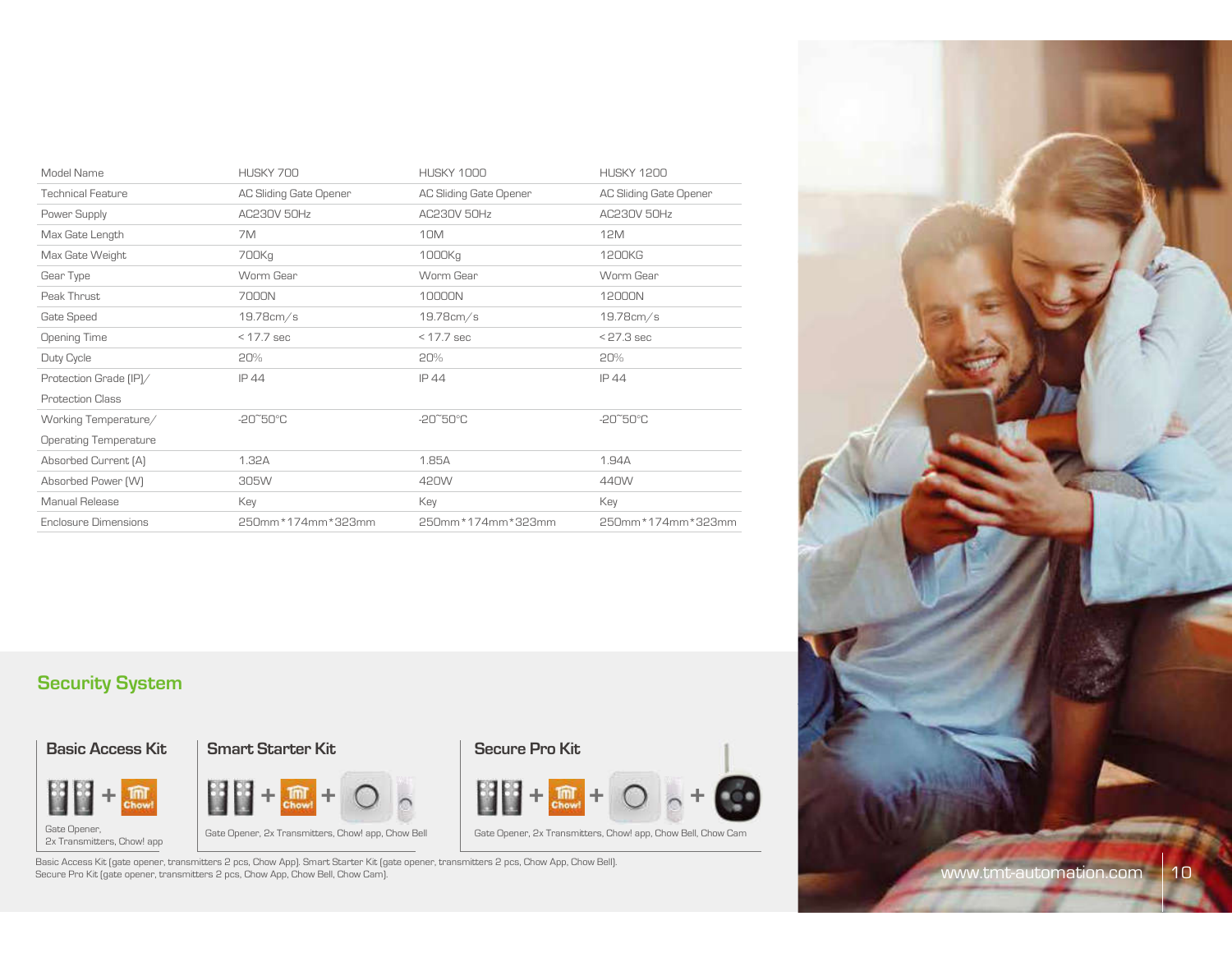| Model Name | HUSKY 700 | HUSKY 1000 | HUSKY 1200 |
|---|---|---|---|
| Technical Feature | AC Sliding Gate Opener | AC Sliding Gate Opener | AC Sliding Gate Opener |
| Power Supply | AC230V 50Hz | AC230V 50Hz | AC230V 50Hz |
| Max Gate Length | 7M | 10M | 12M |
| Max Gate Weight | 700Kg | 1000Kg | 1200KG |
| Gear Type | Worm Gear | Worm Gear | Worm Gear |
| Peak Thrust | 7000N | 10000N | 12000N |
| Gate Speed | 19.78cm/s | 19.78cm/s | 19.78cm/s |
| Opening Time | < 17.7 sec | < 17.7 sec | < 27.3 sec |
| Duty Cycle | 20% | 20% | 20% |
| Protection Grade (IP)/ Protection Class | IP 44 | IP 44 | IP 44 |
| Working Temperature/ Operating Temperature | -20~50°C | -20~50°C | -20~50°C |
| Absorbed Current (A) | 1.32A | 1.85A | 1.94A |
| Absorbed Power (W) | 305W | 420W | 440W |
| Manual Release | Key | Key | Key |
| Enclosure Dimensions | 250mm*174mm*323mm | 250mm*174mm*323mm | 250mm*174mm*323mm |

## Security System

### Basic Access Kit

Gate Opener, 2x Transmitters, Chow! app

### Smart Starter Kit

Gate Opener, 2x Transmitters, Chow! app, Chow Bell

### Secure Pro Kit

Gate Opener, 2x Transmitters, Chow! app, Chow Bell, Chow Cam

Basic Access Kit (gate opener, transmitters 2 pcs, Chow App). Smart Starter Kit (gate opener, transmitters 2 pcs, Chow App, Chow Bell).
Secure Pro Kit (gate opener, transmitters 2 pcs, Chow App, Chow Bell, Chow Cam).

www.tmt-automation.com